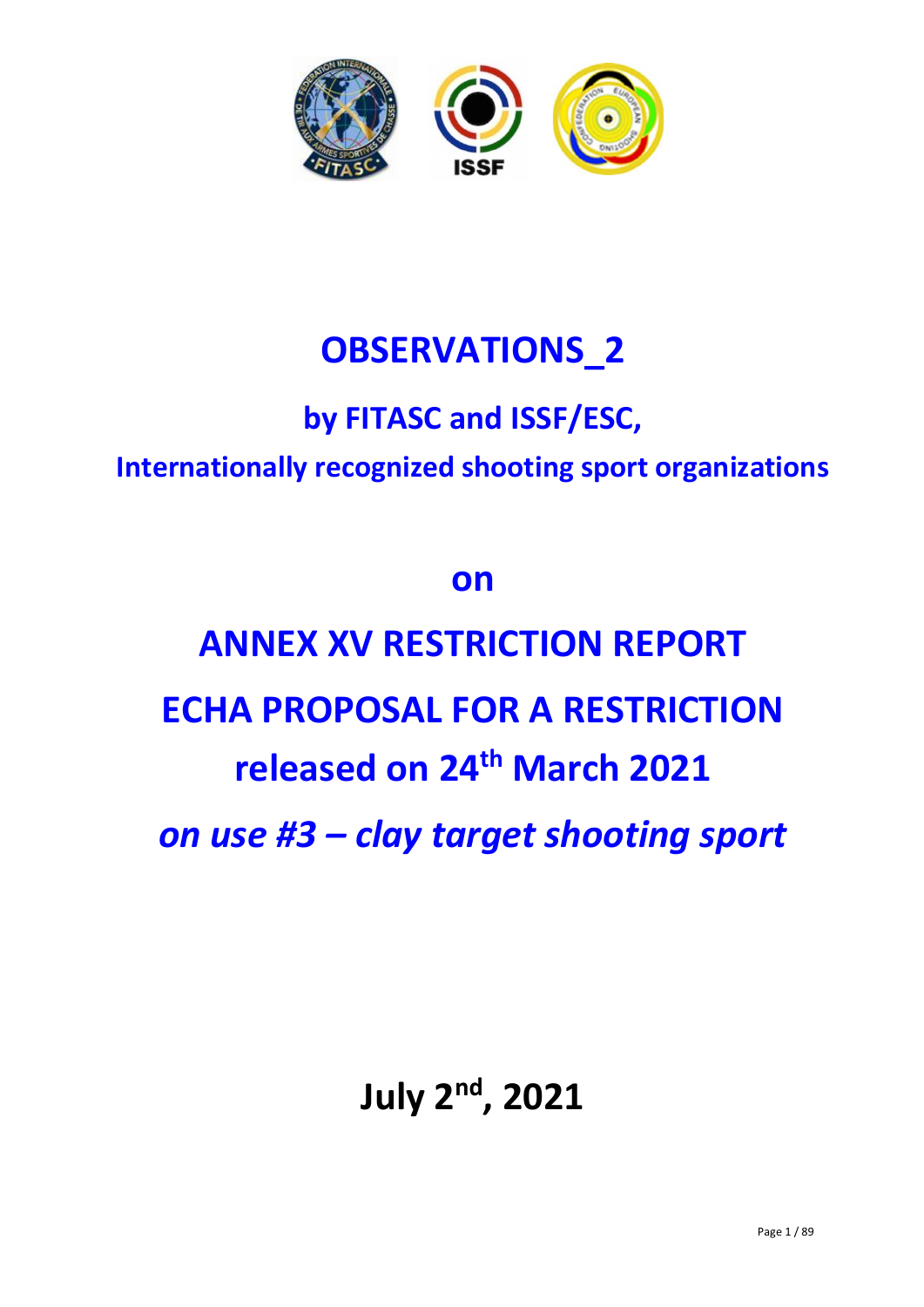# OBSERVATIONS_2

## by FITASC and ISSF/ESC,

## Internationally recognized shooting sport organizations

## on

# ANNEX XV RESTRICTION REPORT

# ECHA PROPOSAL FOR A RESTRICTION

## released on 24th March 2021

## *on use #3 – clay target shooting sport*

## July 2nd, 2021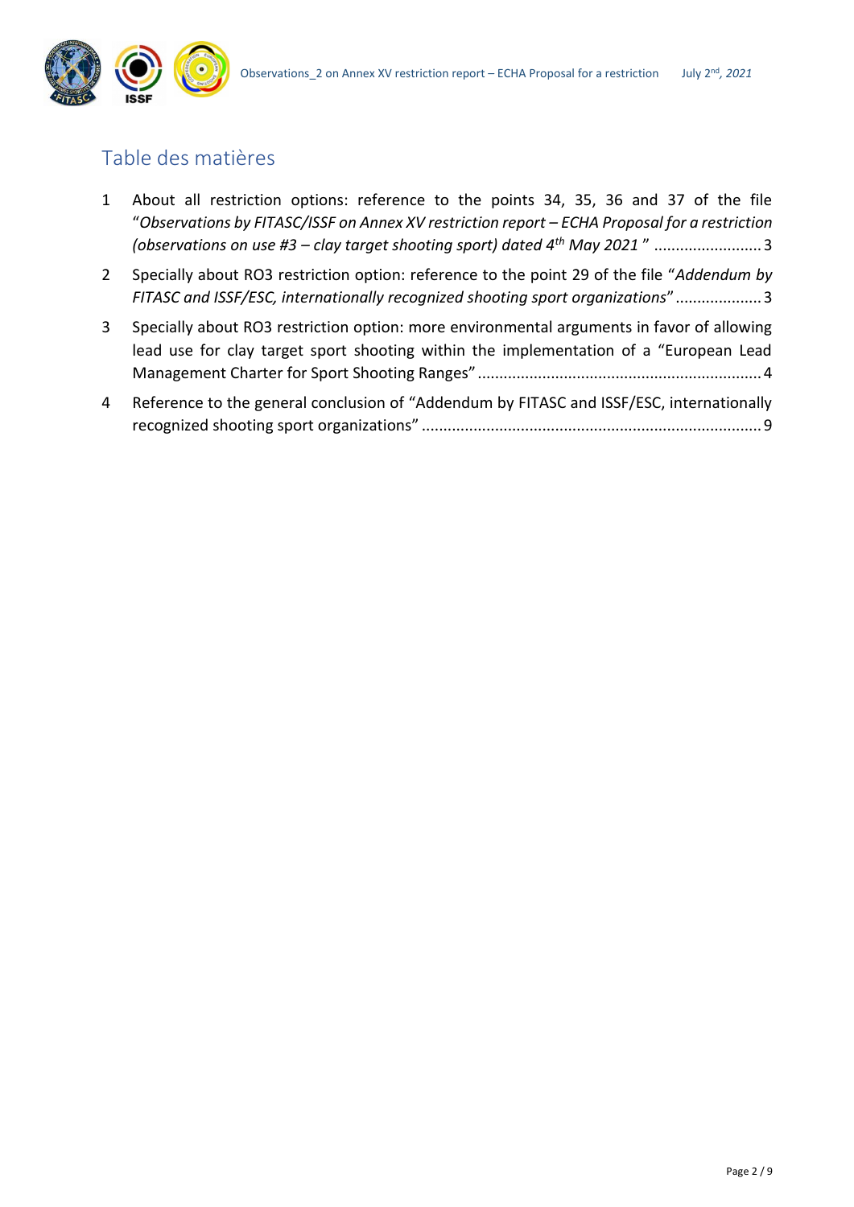# Table des matières

1 About all restriction options: reference to the points 34, 35, 36 and 37 of the file "*Observations by FITASC/ISSF on Annex XV restriction report – ECHA Proposal for a restriction (observations on use #3 – clay target shooting sport) dated 4th May 2021* " ......................... 3

2 Specially about RO3 restriction option: reference to the point 29 of the file "*Addendum by FITASC and ISSF/ESC, internationally recognized shooting sport organizations*" .................... 3

3 Specially about RO3 restriction option: more environmental arguments in favor of allowing lead use for clay target sport shooting within the implementation of a "European Lead Management Charter for Sport Shooting Ranges" .................................................................. 4

4 Reference to the general conclusion of "Addendum by FITASC and ISSF/ESC, internationally recognized shooting sport organizations" .............................................................................. 9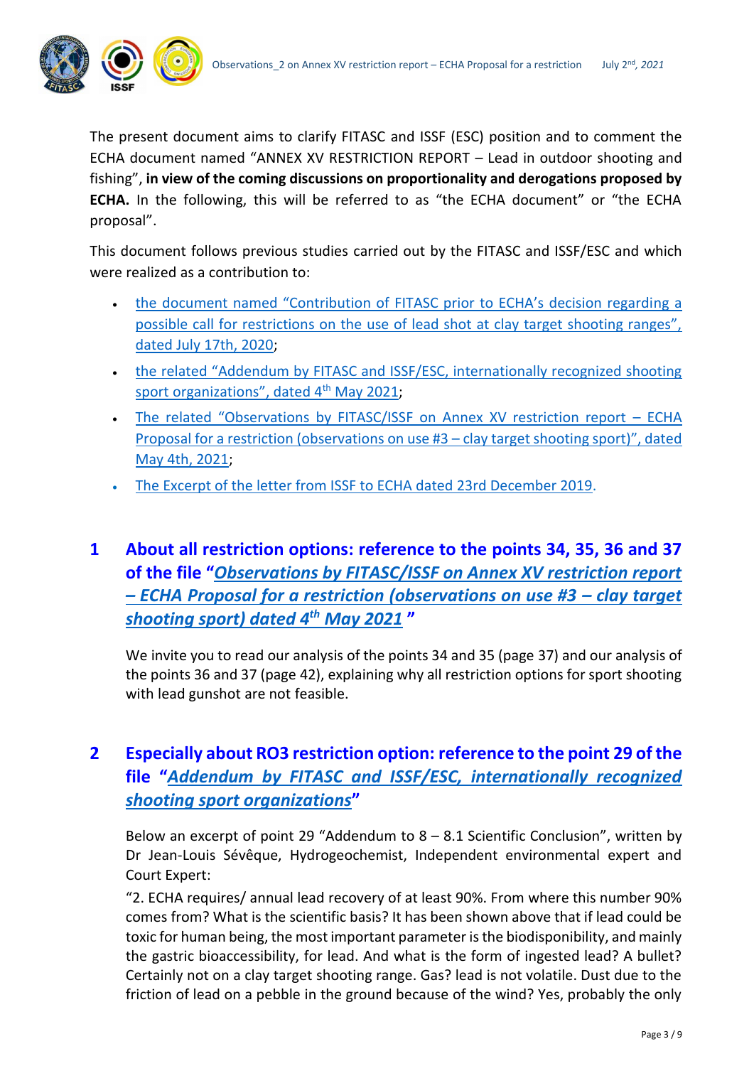The present document aims to clarify FITASC and ISSF (ESC) position and to comment the ECHA document named "ANNEX XV RESTRICTION REPORT – Lead in outdoor shooting and fishing", **in view of the coming discussions on proportionality and derogations proposed by ECHA.** In the following, this will be referred to as "the ECHA document" or "the ECHA proposal".

This document follows previous studies carried out by the FITASC and ISSF/ESC and which were realized as a contribution to:

- the document named "Contribution of FITASC prior to ECHA's decision regarding a possible call for restrictions on the use of lead shot at clay target shooting ranges", dated July 17th, 2020;
- the related "Addendum by FITASC and ISSF/ESC, internationally recognized shooting sport organizations", dated 4th May 2021;
- The related "Observations by FITASC/ISSF on Annex XV restriction report – ECHA Proposal for a restriction (observations on use #3 – clay target shooting sport)", dated May 4th, 2021;
- The Excerpt of the letter from ISSF to ECHA dated 23rd December 2019.

## 1 About all restriction options: reference to the points 34, 35, 36 and 37 of the file "*Observations by FITASC/ISSF on Annex XV restriction report – ECHA Proposal for a restriction (observations on use #3 – clay target shooting sport) dated 4th May 2021* "

We invite you to read our analysis of the points 34 and 35 (page 37) and our analysis of the points 36 and 37 (page 42), explaining why all restriction options for sport shooting with lead gunshot are not feasible.

## 2 Especially about RO3 restriction option: reference to the point 29 of the file "*Addendum by FITASC and ISSF/ESC, internationally recognized shooting sport organizations*"

Below an excerpt of point 29 "Addendum to 8 – 8.1 Scientific Conclusion", written by Dr Jean-Louis Sévêque, Hydrogeochemist, Independent environmental expert and Court Expert:

"2. ECHA requires/ annual lead recovery of at least 90%. From where this number 90% comes from? What is the scientific basis? It has been shown above that if lead could be toxic for human being, the most important parameter is the biodisponibility, and mainly the gastric bioaccessibility, for lead. And what is the form of ingested lead? A bullet? Certainly not on a clay target shooting range. Gas? lead is not volatile. Dust due to the friction of lead on a pebble in the ground because of the wind? Yes, probably the only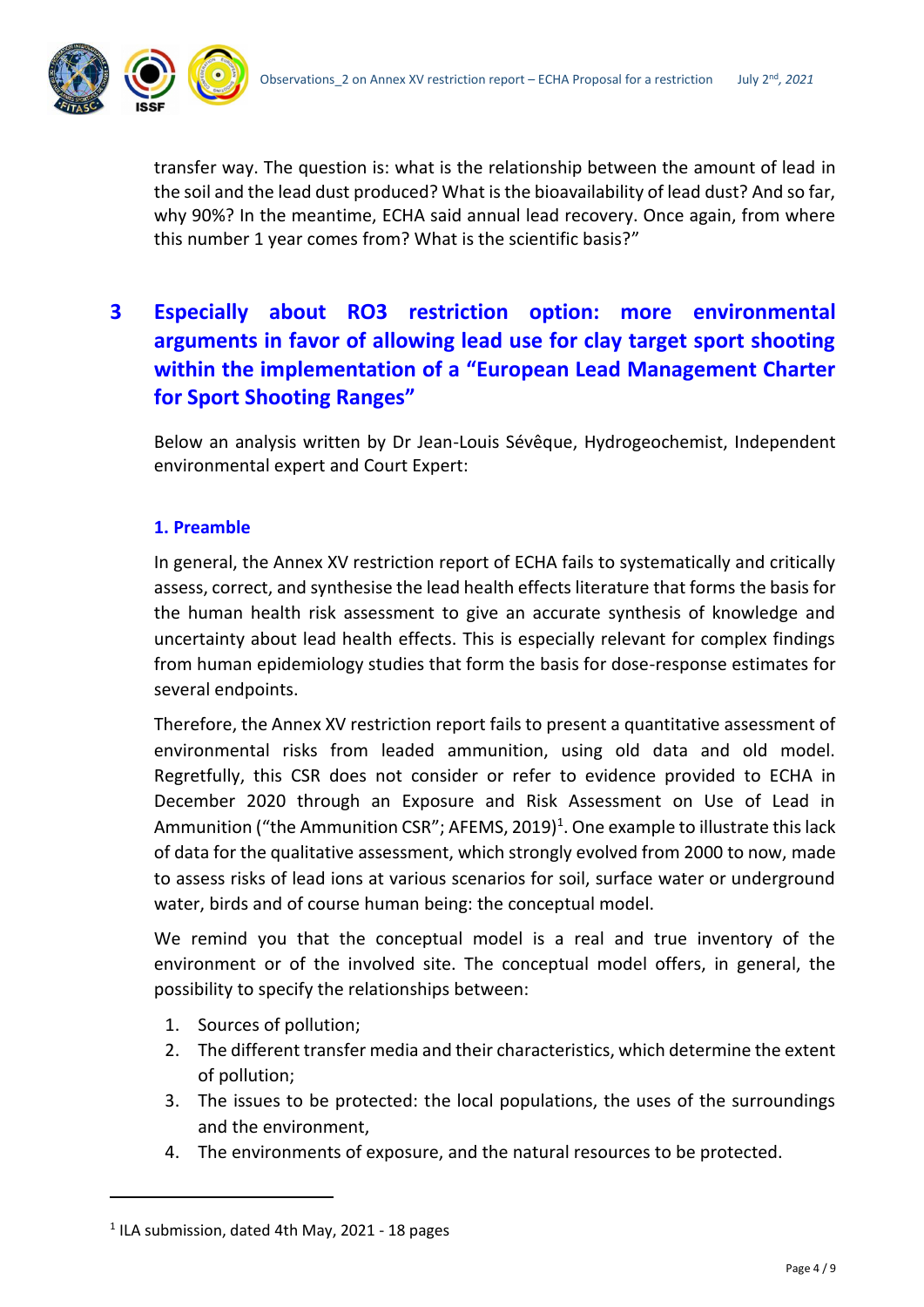transfer way. The question is: what is the relationship between the amount of lead in the soil and the lead dust produced? What is the bioavailability of lead dust? And so far, why 90%? In the meantime, ECHA said annual lead recovery. Once again, from where this number 1 year comes from? What is the scientific basis?"

## 3 Especially about RO3 restriction option: more environmental arguments in favor of allowing lead use for clay target sport shooting within the implementation of a "European Lead Management Charter for Sport Shooting Ranges"

Below an analysis written by Dr Jean-Louis Sévêque, Hydrogeochemist, Independent environmental expert and Court Expert:

### 1. Preamble

In general, the Annex XV restriction report of ECHA fails to systematically and critically assess, correct, and synthesise the lead health effects literature that forms the basis for the human health risk assessment to give an accurate synthesis of knowledge and uncertainty about lead health effects. This is especially relevant for complex findings from human epidemiology studies that form the basis for dose-response estimates for several endpoints.

Therefore, the Annex XV restriction report fails to present a quantitative assessment of environmental risks from leaded ammunition, using old data and old model. Regretfully, this CSR does not consider or refer to evidence provided to ECHA in December 2020 through an Exposure and Risk Assessment on Use of Lead in Ammunition ("the Ammunition CSR"; AFEMS, 2019)[1]. One example to illustrate this lack of data for the qualitative assessment, which strongly evolved from 2000 to now, made to assess risks of lead ions at various scenarios for soil, surface water or underground water, birds and of course human being: the conceptual model.

We remind you that the conceptual model is a real and true inventory of the environment or of the involved site. The conceptual model offers, in general, the possibility to specify the relationships between:

1. Sources of pollution;
2. The different transfer media and their characteristics, which determine the extent of pollution;
3. The issues to be protected: the local populations, the uses of the surroundings and the environment,
4. The environments of exposure, and the natural resources to be protected.

---

[1] ILA submission, dated 4th May, 2021 - 18 pages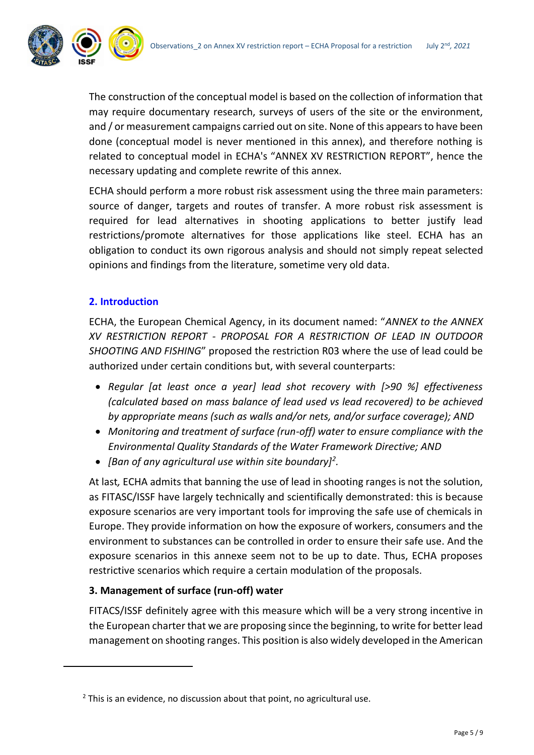The construction of the conceptual model is based on the collection of information that may require documentary research, surveys of users of the site or the environment, and / or measurement campaigns carried out on site. None of this appears to have been done (conceptual model is never mentioned in this annex), and therefore nothing is related to conceptual model in ECHA's "ANNEX XV RESTRICTION REPORT", hence the necessary updating and complete rewrite of this annex.

ECHA should perform a more robust risk assessment using the three main parameters: source of danger, targets and routes of transfer. A more robust risk assessment is required for lead alternatives in shooting applications to better justify lead restrictions/promote alternatives for those applications like steel. ECHA has an obligation to conduct its own rigorous analysis and should not simply repeat selected opinions and findings from the literature, sometime very old data.

## 2. Introduction

ECHA, the European Chemical Agency, in its document named: "*ANNEX to the ANNEX XV RESTRICTION REPORT - PROPOSAL FOR A RESTRICTION OF LEAD IN OUTDOOR SHOOTING AND FISHING*" proposed the restriction R03 where the use of lead could be authorized under certain conditions but, with several counterparts:

- *Regular [at least once a year] lead shot recovery with [>90 %] effectiveness (calculated based on mass balance of lead used vs lead recovered) to be achieved by appropriate means (such as walls and/or nets, and/or surface coverage); AND*
- *Monitoring and treatment of surface (run-off) water to ensure compliance with the Environmental Quality Standards of the Water Framework Directive; AND*
- *[Ban of any agricultural use within site boundary]*[2]*.*

At last, ECHA admits that banning the use of lead in shooting ranges is not the solution, as FITASC/ISSF have largely technically and scientifically demonstrated: this is because exposure scenarios are very important tools for improving the safe use of chemicals in Europe. They provide information on how the exposure of workers, consumers and the environment to substances can be controlled in order to ensure their safe use. And the exposure scenarios in this annexe seem not to be up to date. Thus, ECHA proposes restrictive scenarios which require a certain modulation of the proposals.

### 3. Management of surface (run-off) water

FITACS/ISSF definitely agree with this measure which will be a very strong incentive in the European charter that we are proposing since the beginning, to write for better lead management on shooting ranges. This position is also widely developed in the American

[2] This is an evidence, no discussion about that point, no agricultural use.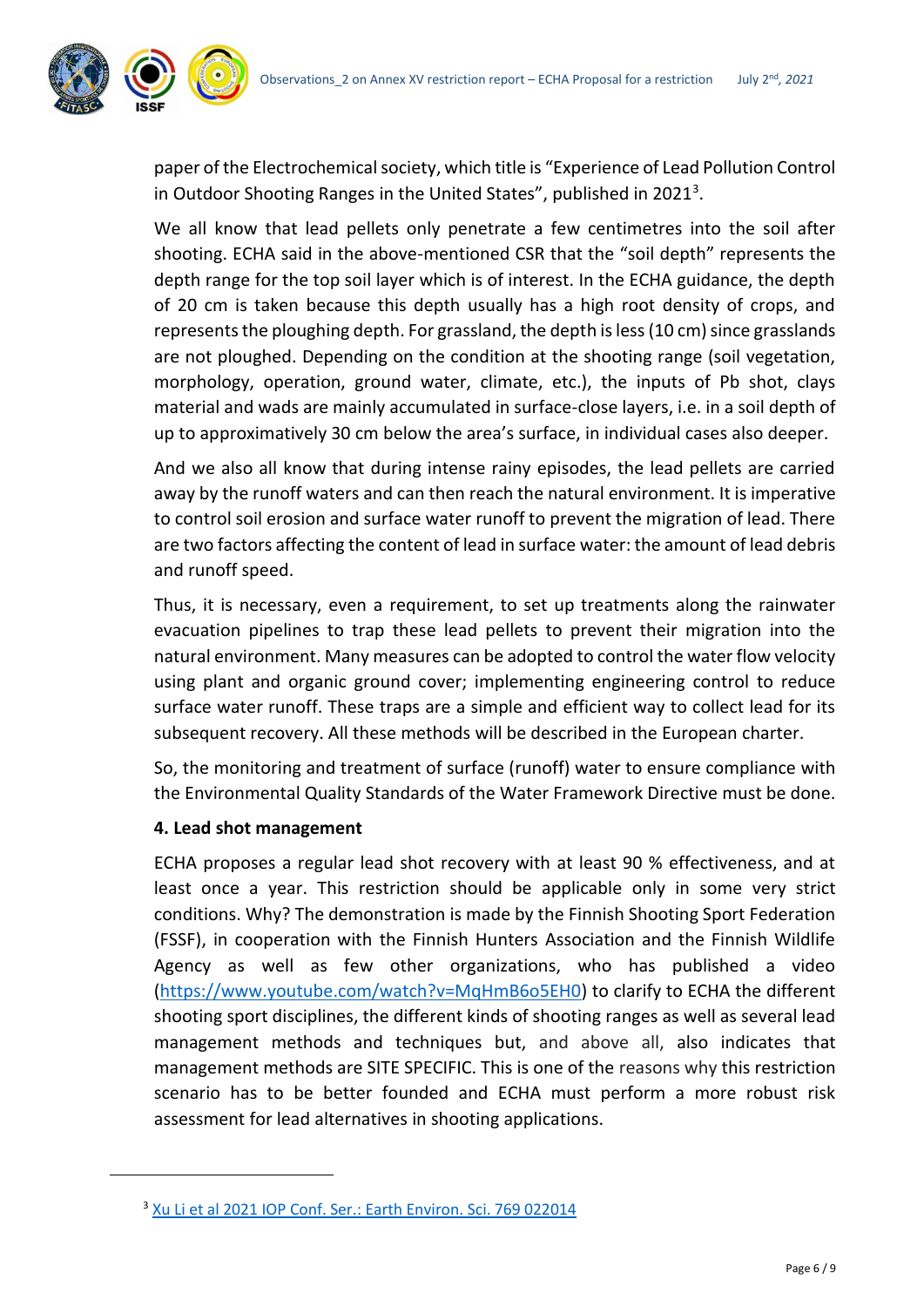paper of the Electrochemical society, which title is "Experience of Lead Pollution Control in Outdoor Shooting Ranges in the United States", published in 2021[3].

We all know that lead pellets only penetrate a few centimetres into the soil after shooting. ECHA said in the above-mentioned CSR that the "soil depth" represents the depth range for the top soil layer which is of interest. In the ECHA guidance, the depth of 20 cm is taken because this depth usually has a high root density of crops, and represents the ploughing depth. For grassland, the depth is less (10 cm) since grasslands are not ploughed. Depending on the condition at the shooting range (soil vegetation, morphology, operation, ground water, climate, etc.), the inputs of Pb shot, clays material and wads are mainly accumulated in surface-close layers, i.e. in a soil depth of up to approximatively 30 cm below the area's surface, in individual cases also deeper.

And we also all know that during intense rainy episodes, the lead pellets are carried away by the runoff waters and can then reach the natural environment. It is imperative to control soil erosion and surface water runoff to prevent the migration of lead. There are two factors affecting the content of lead in surface water: the amount of lead debris and runoff speed.

Thus, it is necessary, even a requirement, to set up treatments along the rainwater evacuation pipelines to trap these lead pellets to prevent their migration into the natural environment. Many measures can be adopted to control the water flow velocity using plant and organic ground cover; implementing engineering control to reduce surface water runoff. These traps are a simple and efficient way to collect lead for its subsequent recovery. All these methods will be described in the European charter.

So, the monitoring and treatment of surface (runoff) water to ensure compliance with the Environmental Quality Standards of the Water Framework Directive must be done.

**4. Lead shot management**

ECHA proposes a regular lead shot recovery with at least 90 % effectiveness, and at least once a year. This restriction should be applicable only in some very strict conditions. Why? The demonstration is made by the Finnish Shooting Sport Federation (FSSF), in cooperation with the Finnish Hunters Association and the Finnish Wildlife Agency as well as few other organizations, who has published a video (https://www.youtube.com/watch?v=MqHmB6o5EH0) to clarify to ECHA the different shooting sport disciplines, the different kinds of shooting ranges as well as several lead management methods and techniques but, and above all, also indicates that management methods are SITE SPECIFIC. This is one of the reasons why this restriction scenario has to be better founded and ECHA must perform a more robust risk assessment for lead alternatives in shooting applications.

---

[3] Xu Li et al 2021 IOP Conf. Ser.: Earth Environ. Sci. 769 022014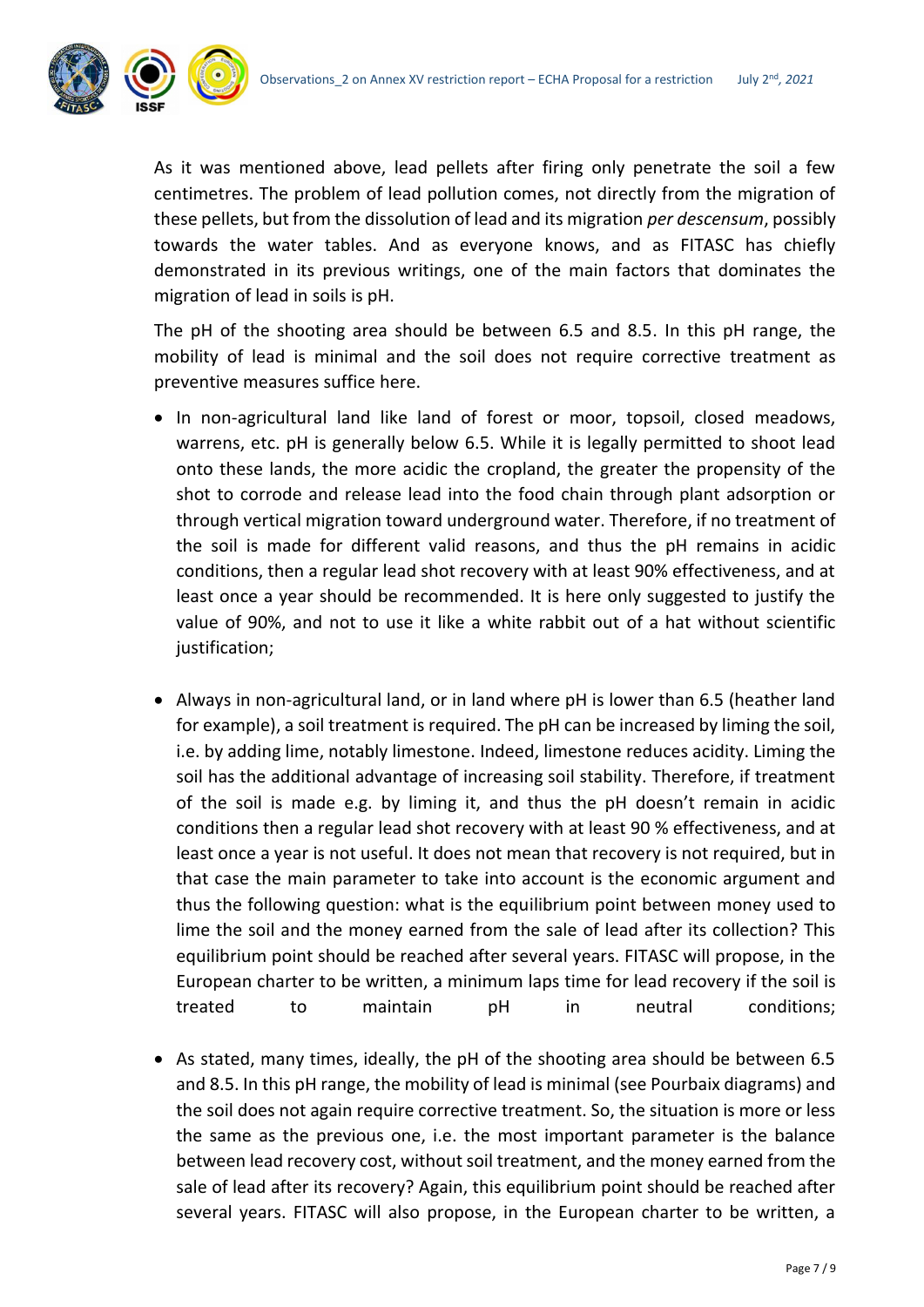As it was mentioned above, lead pellets after firing only penetrate the soil a few centimetres. The problem of lead pollution comes, not directly from the migration of these pellets, but from the dissolution of lead and its migration *per descensum*, possibly towards the water tables. And as everyone knows, and as FITASC has chiefly demonstrated in its previous writings, one of the main factors that dominates the migration of lead in soils is pH.

The pH of the shooting area should be between 6.5 and 8.5. In this pH range, the mobility of lead is minimal and the soil does not require corrective treatment as preventive measures suffice here.

- In non-agricultural land like land of forest or moor, topsoil, closed meadows, warrens, etc. pH is generally below 6.5. While it is legally permitted to shoot lead onto these lands, the more acidic the cropland, the greater the propensity of the shot to corrode and release lead into the food chain through plant adsorption or through vertical migration toward underground water. Therefore, if no treatment of the soil is made for different valid reasons, and thus the pH remains in acidic conditions, then a regular lead shot recovery with at least 90% effectiveness, and at least once a year should be recommended. It is here only suggested to justify the value of 90%, and not to use it like a white rabbit out of a hat without scientific justification;

- Always in non-agricultural land, or in land where pH is lower than 6.5 (heather land for example), a soil treatment is required. The pH can be increased by liming the soil, i.e. by adding lime, notably limestone. Indeed, limestone reduces acidity. Liming the soil has the additional advantage of increasing soil stability. Therefore, if treatment of the soil is made e.g. by liming it, and thus the pH doesn't remain in acidic conditions then a regular lead shot recovery with at least 90 % effectiveness, and at least once a year is not useful. It does not mean that recovery is not required, but in that case the main parameter to take into account is the economic argument and thus the following question: what is the equilibrium point between money used to lime the soil and the money earned from the sale of lead after its collection? This equilibrium point should be reached after several years. FITASC will propose, in the European charter to be written, a minimum laps time for lead recovery if the soil is treated to maintain pH in neutral conditions;

- As stated, many times, ideally, the pH of the shooting area should be between 6.5 and 8.5. In this pH range, the mobility of lead is minimal (see Pourbaix diagrams) and the soil does not again require corrective treatment. So, the situation is more or less the same as the previous one, i.e. the most important parameter is the balance between lead recovery cost, without soil treatment, and the money earned from the sale of lead after its recovery? Again, this equilibrium point should be reached after several years. FITASC will also propose, in the European charter to be written, a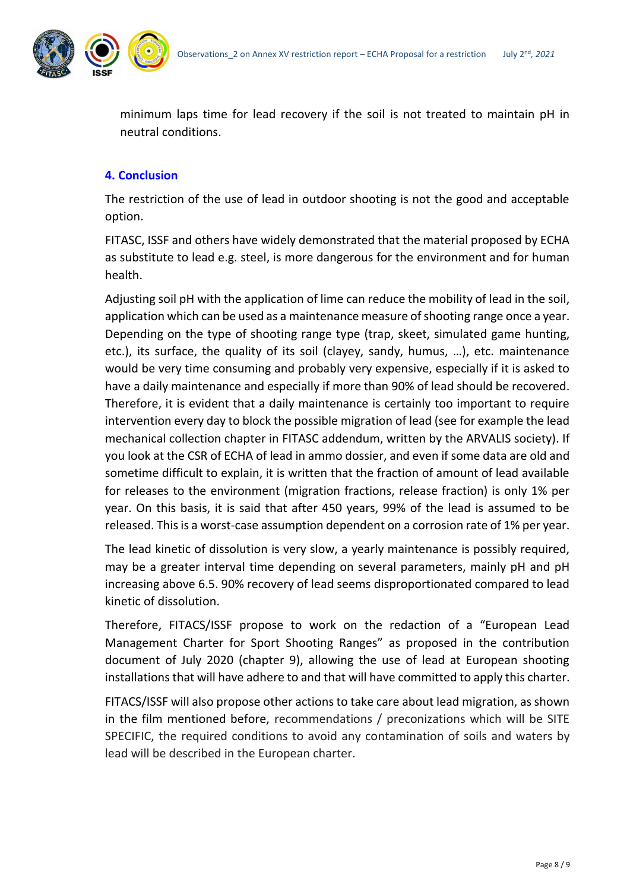minimum laps time for lead recovery if the soil is not treated to maintain pH in neutral conditions.

## 4. Conclusion

The restriction of the use of lead in outdoor shooting is not the good and acceptable option.

FITASC, ISSF and others have widely demonstrated that the material proposed by ECHA as substitute to lead e.g. steel, is more dangerous for the environment and for human health.

Adjusting soil pH with the application of lime can reduce the mobility of lead in the soil, application which can be used as a maintenance measure of shooting range once a year. Depending on the type of shooting range type (trap, skeet, simulated game hunting, etc.), its surface, the quality of its soil (clayey, sandy, humus, …), etc. maintenance would be very time consuming and probably very expensive, especially if it is asked to have a daily maintenance and especially if more than 90% of lead should be recovered. Therefore, it is evident that a daily maintenance is certainly too important to require intervention every day to block the possible migration of lead (see for example the lead mechanical collection chapter in FITASC addendum, written by the ARVALIS society). If you look at the CSR of ECHA of lead in ammo dossier, and even if some data are old and sometime difficult to explain, it is written that the fraction of amount of lead available for releases to the environment (migration fractions, release fraction) is only 1% per year. On this basis, it is said that after 450 years, 99% of the lead is assumed to be released. This is a worst-case assumption dependent on a corrosion rate of 1% per year.

The lead kinetic of dissolution is very slow, a yearly maintenance is possibly required, may be a greater interval time depending on several parameters, mainly pH and pH increasing above 6.5. 90% recovery of lead seems disproportionated compared to lead kinetic of dissolution.

Therefore, FITACS/ISSF propose to work on the redaction of a "European Lead Management Charter for Sport Shooting Ranges" as proposed in the contribution document of July 2020 (chapter 9), allowing the use of lead at European shooting installations that will have adhere to and that will have committed to apply this charter.

FITACS/ISSF will also propose other actions to take care about lead migration, as shown in the film mentioned before, recommendations / preconizations which will be SITE SPECIFIC, the required conditions to avoid any contamination of soils and waters by lead will be described in the European charter.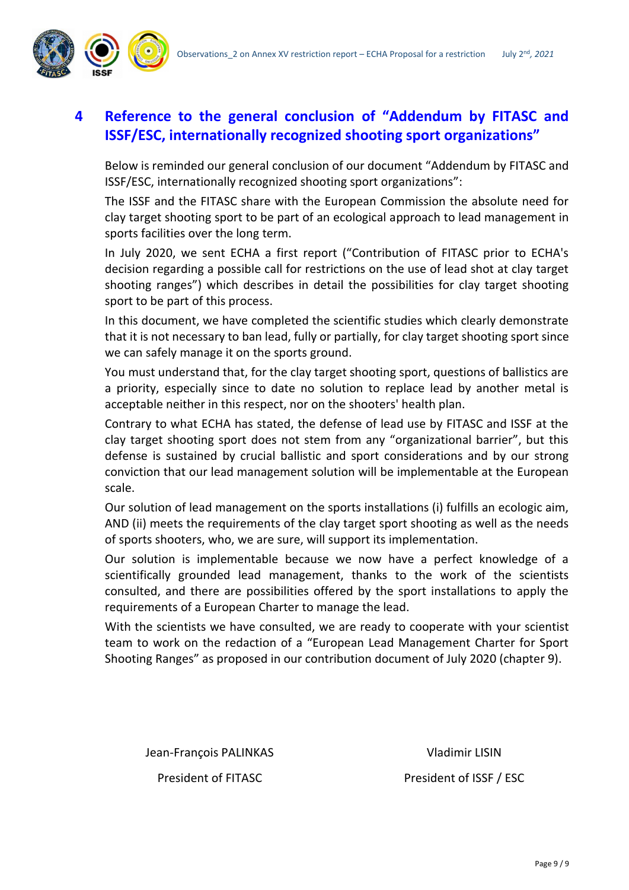## 4 Reference to the general conclusion of “Addendum by FITASC and ISSF/ESC, internationally recognized shooting sport organizations”

Below is reminded our general conclusion of our document “Addendum by FITASC and ISSF/ESC, internationally recognized shooting sport organizations”:

The ISSF and the FITASC share with the European Commission the absolute need for clay target shooting sport to be part of an ecological approach to lead management in sports facilities over the long term.

In July 2020, we sent ECHA a first report (“Contribution of FITASC prior to ECHA's decision regarding a possible call for restrictions on the use of lead shot at clay target shooting ranges”) which describes in detail the possibilities for clay target shooting sport to be part of this process.

In this document, we have completed the scientific studies which clearly demonstrate that it is not necessary to ban lead, fully or partially, for clay target shooting sport since we can safely manage it on the sports ground.

You must understand that, for the clay target shooting sport, questions of ballistics are a priority, especially since to date no solution to replace lead by another metal is acceptable neither in this respect, nor on the shooters' health plan.

Contrary to what ECHA has stated, the defense of lead use by FITASC and ISSF at the clay target shooting sport does not stem from any “organizational barrier”, but this defense is sustained by crucial ballistic and sport considerations and by our strong conviction that our lead management solution will be implementable at the European scale.

Our solution of lead management on the sports installations (i) fulfills an ecologic aim, AND (ii) meets the requirements of the clay target sport shooting as well as the needs of sports shooters, who, we are sure, will support its implementation.

Our solution is implementable because we now have a perfect knowledge of a scientifically grounded lead management, thanks to the work of the scientists consulted, and there are possibilities offered by the sport installations to apply the requirements of a European Charter to manage the lead.

With the scientists we have consulted, we are ready to cooperate with your scientist team to work on the redaction of a “European Lead Management Charter for Sport Shooting Ranges” as proposed in our contribution document of July 2020 (chapter 9).

Jean-François PALINKAS
President of FITASC

Vladimir LISIN
President of ISSF / ESC